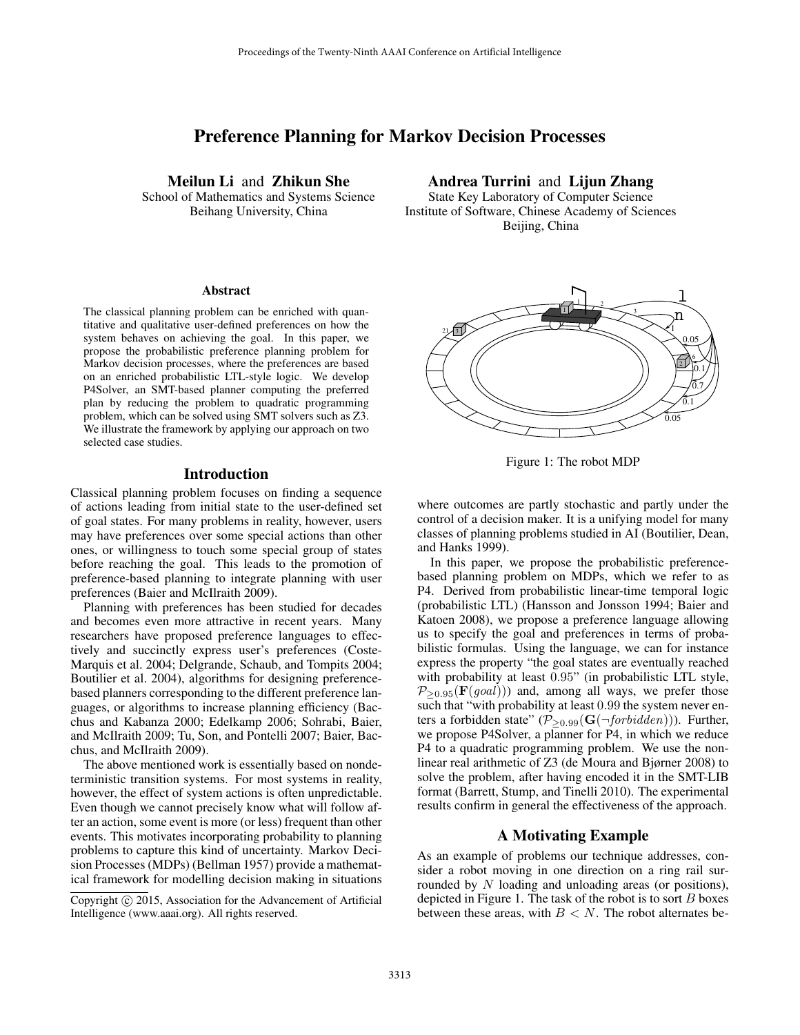# Preference Planning for Markov Decision Processes

**Meilun Li** and **Zhikun She**
School of Mathematics and Systems Science
Beihang University, China

**Andrea Turrini** and **Lijun Zhang**
State Key Laboratory of Computer Science
Institute of Software, Chinese Academy of Sciences
Beijing, China

### Abstract

The classical planning problem can be enriched with quantitative and qualitative user-defined preferences on how the system behaves on achieving the goal. In this paper, we propose the probabilistic preference planning problem for Markov decision processes, where the preferences are based on an enriched probabilistic LTL-style logic. We develop P4Solver, an SMT-based planner computing the preferred plan by reducing the problem to quadratic programming problem, which can be solved using SMT solvers such as Z3. We illustrate the framework by applying our approach on two selected case studies.

## Introduction

Classical planning problem focuses on finding a sequence of actions leading from initial state to the user-defined set of goal states. For many problems in reality, however, users may have preferences over some special actions than other ones, or willingness to touch some special group of states before reaching the goal. This leads to the promotion of preference-based planning to integrate planning with user preferences (Baier and McIlraith 2009).

Planning with preferences has been studied for decades and becomes even more attractive in recent years. Many researchers have proposed preference languages to effectively and succinctly express user's preferences (Coste-Marquis et al. 2004; Delgrande, Schaub, and Tompits 2004; Boutilier et al. 2004), algorithms for designing preference-based planners corresponding to the different preference languages, or algorithms to increase planning efficiency (Bacchus and Kabanza 2000; Edelkamp 2006; Sohrabi, Baier, and McIlraith 2009; Tu, Son, and Pontelli 2007; Baier, Bacchus, and McIlraith 2009).

The above mentioned work is essentially based on nondeterministic transition systems. For most systems in reality, however, the effect of system actions is often unpredictable. Even though we cannot precisely know what will follow after an action, some event is more (or less) frequent than other events. This motivates incorporating probability to planning problems to capture this kind of uncertainty. Markov Decision Processes (MDPs) (Bellman 1957) provide a mathematical framework for modelling decision making in situations where outcomes are partly stochastic and partly under the control of a decision maker. It is a unifying model for many classes of planning problems studied in AI (Boutilier, Dean, and Hanks 1999).

Figure 1: The robot MDP

In this paper, we propose the probabilistic preference-based planning problem on MDPs, which we refer to as P4. Derived from probabilistic linear-time temporal logic (probabilistic LTL) (Hansson and Jonsson 1994; Baier and Katoen 2008), we propose a preference language allowing us to specify the goal and preferences in terms of probabilistic formulas. Using the language, we can for instance express the property "the goal states are eventually reached with probability at least 0.95" (in probabilistic LTL style, $\mathcal{P}_{\geq 0.95}(\mathbf{F}(goal))$) and, among all ways, we prefer those such that "with probability at least 0.99 the system never enters a forbidden state" ($\mathcal{P}_{\geq 0.99}(\mathbf{G}(\neg forbidden))$). Further, we propose P4Solver, a planner for P4, in which we reduce P4 to a quadratic programming problem. We use the nonlinear real arithmetic of Z3 (de Moura and Bjørner 2008) to solve the problem, after having encoded it in the SMT-LIB format (Barrett, Stump, and Tinelli 2010). The experimental results confirm in general the effectiveness of the approach.

## A Motivating Example

As an example of problems our technique addresses, consider a robot moving in one direction on a ring rail surrounded by $N$ loading and unloading areas (or positions), depicted in Figure 1. The task of the robot is to sort $B$ boxes between these areas, with $B < N$. The robot alternates be-

Copyright © 2015, Association for the Advancement of Artificial Intelligence (www.aaai.org). All rights reserved.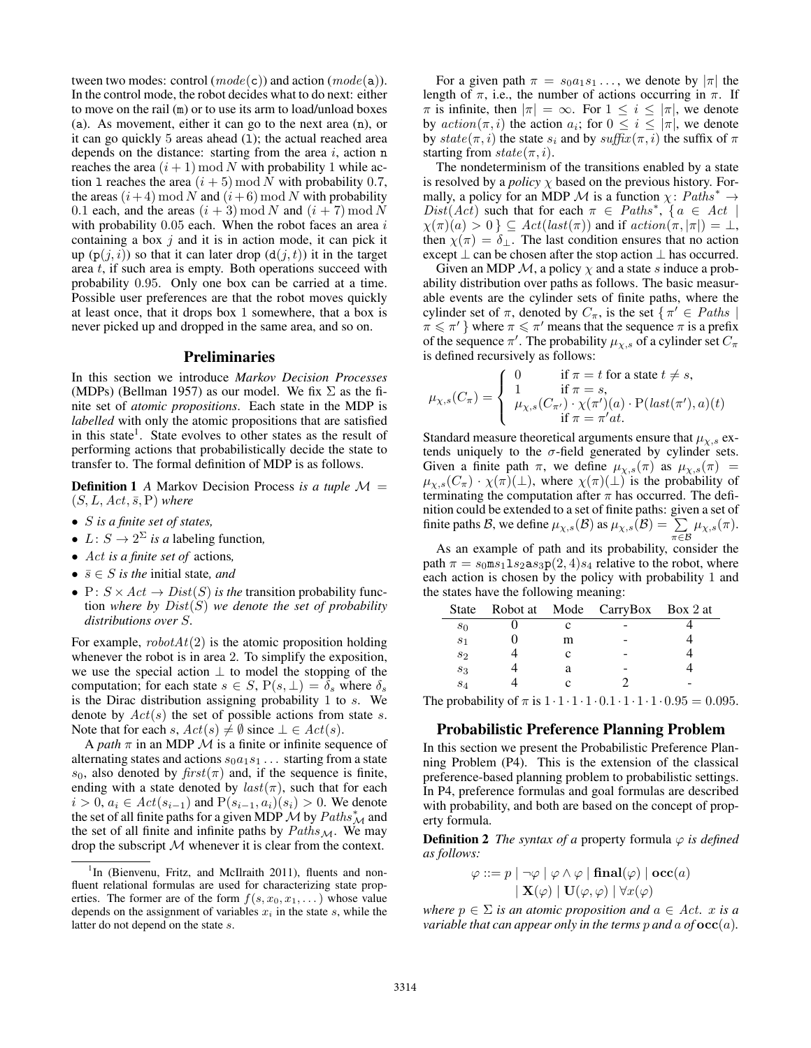tween two modes: control ($mode(\mathtt{c})$) and action ($mode(\mathtt{a})$). In the control mode, the robot decides what to do next: either to move on the rail ($\mathtt{m}$) or to use its arm to load/unload boxes ($\mathtt{a}$). As movement, either it can go to the next area ($\mathtt{n}$), or it can go quickly 5 areas ahead ($\mathtt{l}$); the actual reached area depends on the distance: starting from the area $i$, action $\mathtt{n}$ reaches the area $(i+1) \bmod N$ with probability 1 while action $\mathtt{l}$ reaches the area $(i+5) \bmod N$ with probability 0.7, the areas $(i+4) \bmod N$ and $(i+6) \bmod N$ with probability 0.1 each, and the areas $(i+3) \bmod N$ and $(i+7) \bmod N$ with probability 0.05 each. When the robot faces an area $i$ containing a box $j$ and it is in action mode, it can pick it up ($\mathtt{p}(j,i)$) so that it can later drop ($\mathtt{d}(j,t)$) it in the target area $t$, if such area is empty. Both operations succeed with probability 0.95. Only one box can be carried at a time. Possible user preferences are that the robot moves quickly at least once, that it drops box 1 somewhere, that a box is never picked up and dropped in the same area, and so on.

## Preliminaries

In this section we introduce *Markov Decision Processes* (MDPs) (Bellman 1957) as our model. We fix $\Sigma$ as the finite set of *atomic propositions*. Each state in the MDP is *labelled* with only the atomic propositions that are satisfied in this state[1]. State evolves to other states as the result of performing actions that probabilistically decide the state to transfer to. The formal definition of MDP is as follows.

**Definition 1** *A* Markov Decision Process *is a tuple* $\mathcal{M} = (S, L, Act, \bar{s}, \mathrm{P})$ *where*

- $S$ *is a finite set of states,*
- $L \colon S \to 2^{\Sigma}$ *is a* labeling function*,*
- $Act$ *is a finite set of* actions*,*
- $\bar{s} \in S$ *is the* initial state*, and*
- $\mathrm{P} \colon S \times Act \to Dist(S)$ *is the* transition probability function *where by* $Dist(S)$ *we denote the set of probability distributions over* $S$*.*

For example, $robotAt(2)$ is the atomic proposition holding whenever the robot is in area 2. To simplify the exposition, we use the special action $\perp$ to model the stopping of the computation; for each state $s \in S$, $\mathrm{P}(s, \perp) = \delta_s$ where $\delta_s$ is the Dirac distribution assigning probability 1 to $s$. We denote by $Act(s)$ the set of possible actions from state $s$. Note that for each $s$, $Act(s) \neq \emptyset$ since $\perp \in Act(s)$.

A *path* $\pi$ in an MDP $\mathcal{M}$ is a finite or infinite sequence of alternating states and actions $s_0 a_1 s_1 \dots$ starting from a state $s_0$, also denoted by $\mathit{first}(\pi)$ and, if the sequence is finite, ending with a state denoted by $\mathit{last}(\pi)$, such that for each $i > 0$, $a_i \in Act(s_{i-1})$ and $\mathrm{P}(s_{i-1}, a_i)(s_i) > 0$. We denote the set of all finite paths for a given MDP $\mathcal{M}$ by $Paths^*_{\mathcal{M}}$ and the set of all finite and infinite paths by $Paths_{\mathcal{M}}$. We may drop the subscript $\mathcal{M}$ whenever it is clear from the context.

For a given path $\pi = s_0 a_1 s_1 \dots$, we denote by $|\pi|$ the length of $\pi$, i.e., the number of actions occurring in $\pi$. If $\pi$ is infinite, then $|\pi| = \infty$. For $1 \leq i \leq |\pi|$, we denote by $action(\pi, i)$ the action $a_i$; for $0 \leq i \leq |\pi|$, we denote by $state(\pi, i)$ the state $s_i$ and by $\mathit{suffix}(\pi, i)$ the suffix of $\pi$ starting from $state(\pi, i)$.

The nondeterminism of the transitions enabled by a state is resolved by a *policy* $\chi$ based on the previous history. Formally, a policy for an MDP $\mathcal{M}$ is a function $\chi \colon Paths^* \to Dist(Act)$ such that for each $\pi \in Paths^*$, $\{ a \in Act \mid \chi(\pi)(a) > 0 \} \subseteq Act(last(\pi))$ and if $action(\pi, |\pi|) = \perp$, then $\chi(\pi) = \delta_{\perp}$. The last condition ensures that no action except $\perp$ can be chosen after the stop action $\perp$ has occurred.

Given an MDP $\mathcal{M}$, a policy $\chi$ and a state $s$ induce a probability distribution over paths as follows. The basic measurable events are the cylinder sets of finite paths, where the cylinder set of $\pi$, denoted by $C_\pi$, is the set $\{ \pi' \in Paths \mid \pi \leqslant \pi' \}$ where $\pi \leqslant \pi'$ means that the sequence $\pi$ is a prefix of the sequence $\pi'$. The probability $\mu_{\chi,s}$ of a cylinder set $C_\pi$ is defined recursively as follows:

$$
\mu_{\chi,s}(C_\pi) = \begin{cases} 0 & \text{if } \pi = t \text{ for a state } t \neq s, \\ 1 & \text{if } \pi = s, \\ \mu_{\chi,s}(C_{\pi'}) \cdot \chi(\pi')(a) \cdot \mathrm{P}(last(\pi'), a)(t) & \\ & \text{if } \pi = \pi' a t. \end{cases}
$$

Standard measure theoretical arguments ensure that $\mu_{\chi,s}$ extends uniquely to the $\sigma$-field generated by cylinder sets. Given a finite path $\pi$, we define $\mu_{\chi,s}(\pi)$ as $\mu_{\chi,s}(\pi) = \mu_{\chi,s}(C_\pi) \cdot \chi(\pi)(\perp)$, where $\chi(\pi)(\perp)$ is the probability of terminating the computation after $\pi$ has occurred. The definition could be extended to a set of finite paths: given a set of finite paths $\mathcal{B}$, we define $\mu_{\chi,s}(\mathcal{B})$ as $\mu_{\chi,s}(\mathcal{B}) = \sum_{\pi \in \mathcal{B}} \mu_{\chi,s}(\pi)$.

As an example of path and its probability, consider the path $\pi = s_0 \mathtt{m} s_1 \mathtt{l} s_2 \mathtt{a} s_3 \mathtt{p}(2,4) s_4$ relative to the robot, where each action is chosen by the policy with probability 1 and the states have the following meaning:

| State | Robot at | Mode | CarryBox | Box 2 at |
|---|---|---|---|---|
| $s_0$ | 0 | c | - | 4 |
| $s_1$ | 0 | m | - | 4 |
| $s_2$ | 4 | c | - | 4 |
| $s_3$ | 4 | a | - | 4 |
| $s_4$ | 4 | c | 2 | - |

The probability of $\pi$ is $1 \cdot 1 \cdot 1 \cdot 1 \cdot 0.1 \cdot 1 \cdot 1 \cdot 1 \cdot 0.95 = 0.095$.

## Probabilistic Preference Planning Problem

In this section we present the Probabilistic Preference Planning Problem (P4). This is the extension of the classical preference-based planning problem to probabilistic settings. In P4, preference formulas and goal formulas are described with probability, and both are based on the concept of property formula.

**Definition 2** *The syntax of a* property formula $\varphi$ *is defined as follows:*

$$
\begin{aligned}
\varphi ::= p \mid \neg\varphi \mid \varphi \wedge \varphi \mid \mathbf{final}(\varphi) \mid \mathbf{occ}(a) \\
\mid \mathbf{X}(\varphi) \mid \mathbf{U}(\varphi, \varphi) \mid \forall x(\varphi)
\end{aligned}
$$

*where* $p \in \Sigma$ *is an atomic proposition and* $a \in Act$*.* $x$ *is a variable that can appear only in the terms* $p$ *and* $a$ *of* $\mathbf{occ}(a)$*.*

[1] In (Bienvenu, Fritz, and McIlraith 2011), fluents and non-fluent relational formulas are used for characterizing state properties. The former are of the form $f(s, x_0, x_1, \dots)$ whose value depends on the assignment of variables $x_i$ in the state $s$, while the latter do not depend on the state $s$.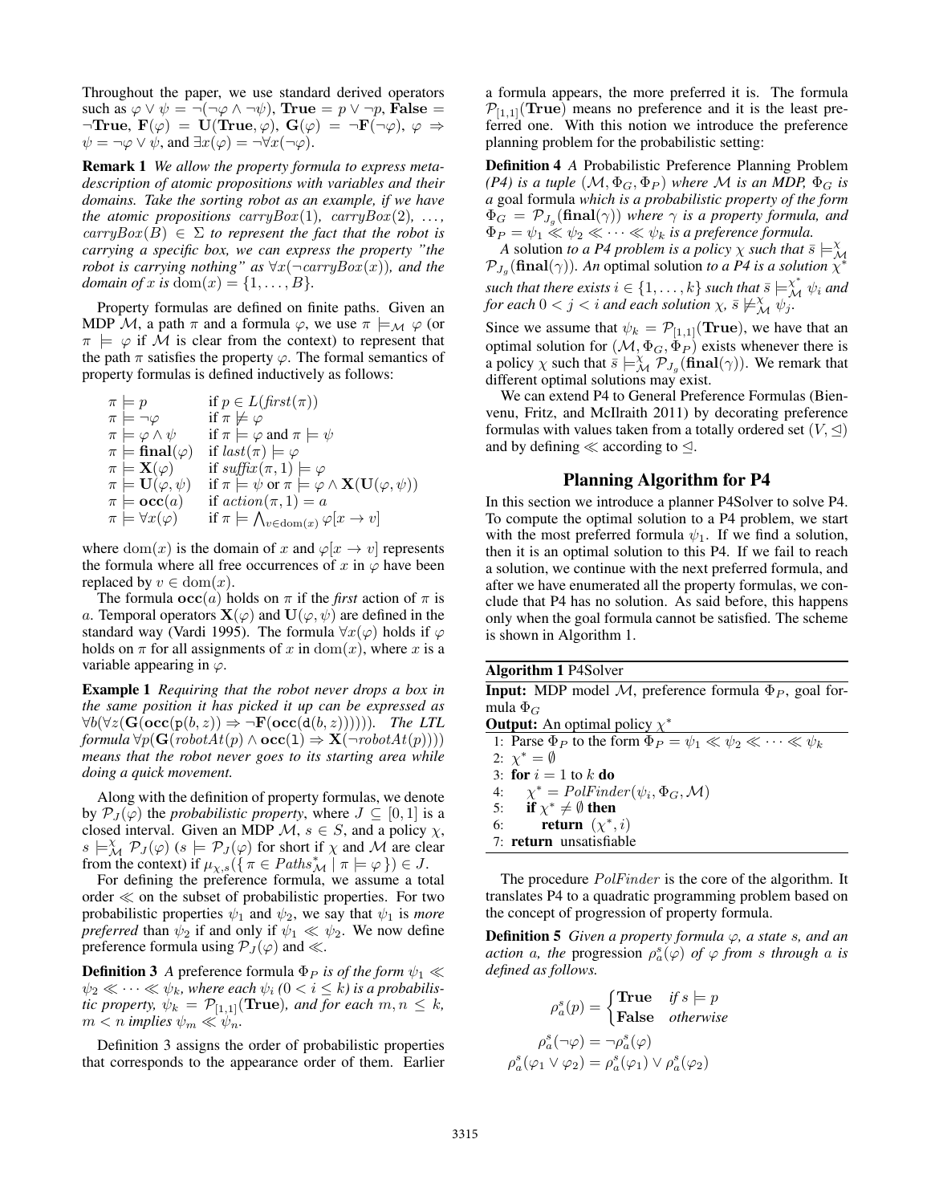Throughout the paper, we use standard derived operators such as $\varphi \vee \psi = \neg(\neg\varphi \wedge \neg\psi)$, $\mathbf{True} = p \vee \neg p$, $\mathbf{False} = \neg\mathbf{True}$, $\mathbf{F}(\varphi) = \mathbf{U}(\mathbf{True}, \varphi)$, $\mathbf{G}(\varphi) = \neg\mathbf{F}(\neg\varphi)$, $\varphi \Rightarrow \psi = \neg\varphi \vee \psi$, and $\exists x(\varphi) = \neg\forall x(\neg\varphi)$.

**Remark 1** *We allow the property formula to express meta-description of atomic propositions with variables and their domains. Take the sorting robot as an example, if we have the atomic propositions $carryBox(1)$, $carryBox(2)$, ..., $carryBox(B) \in \Sigma$ to represent the fact that the robot is carrying a specific box, we can express the property "the robot is carrying nothing" as $\forall x(\neg carryBox(x))$, and the domain of $x$ is $\mathrm{dom}(x) = \{1, \ldots, B\}$.*

Property formulas are defined on finite paths. Given an MDP $\mathcal{M}$, a path $\pi$ and a formula $\varphi$, we use $\pi \models_{\mathcal{M}} \varphi$ (or $\pi \models \varphi$ if $\mathcal{M}$ is clear from the context) to represent that the path $\pi$ satisfies the property $\varphi$. The formal semantics of property formulas is defined inductively as follows:

$$
\begin{array}{ll}
\pi \models p & \text{if } p \in L(\mathit{first}(\pi)) \\
\pi \models \neg\varphi & \text{if } \pi \not\models \varphi \\
\pi \models \varphi \wedge \psi & \text{if } \pi \models \varphi \text{ and } \pi \models \psi \\
\pi \models \mathbf{final}(\varphi) & \text{if } \mathit{last}(\pi) \models \varphi \\
\pi \models \mathbf{X}(\varphi) & \text{if } \mathit{suffix}(\pi, 1) \models \varphi \\
\pi \models \mathbf{U}(\varphi, \psi) & \text{if } \pi \models \psi \text{ or } \pi \models \varphi \wedge \mathbf{X}(\mathbf{U}(\varphi, \psi)) \\
\pi \models \mathbf{occ}(a) & \text{if } \mathit{action}(\pi, 1) = a \\
\pi \models \forall x(\varphi) & \text{if } \pi \models \bigwedge_{v \in \mathrm{dom}(x)} \varphi[x \to v]
\end{array}
$$

where $\mathrm{dom}(x)$ is the domain of $x$ and $\varphi[x \to v]$ represents the formula where all free occurrences of $x$ in $\varphi$ have been replaced by $v \in \mathrm{dom}(x)$.

The formula $\mathbf{occ}(a)$ holds on $\pi$ if the *first* action of $\pi$ is $a$. Temporal operators $\mathbf{X}(\varphi)$ and $\mathbf{U}(\varphi, \psi)$ are defined in the standard way (Vardi 1995). The formula $\forall x(\varphi)$ holds if $\varphi$ holds on $\pi$ for all assignments of $x$ in $\mathrm{dom}(x)$, where $x$ is a variable appearing in $\varphi$.

**Example 1** *Requiring that the robot never drops a box in the same position it has picked it up can be expressed as $\forall b(\forall z(\mathbf{G}(\mathbf{occ}(\mathtt{p}(b, z)) \Rightarrow \neg\mathbf{F}(\mathbf{occ}(\mathtt{d}(b, z))))))$. The LTL formula $\forall p(\mathbf{G}(robotAt(p) \wedge \mathbf{occ}(\mathtt{l}) \Rightarrow \mathbf{X}(\neg robotAt(p))))$ means that the robot never goes to its starting area while doing a quick movement.*

Along with the definition of property formulas, we denote by $\mathcal{P}_J(\varphi)$ the *probabilistic property*, where $J \subseteq [0, 1]$ is a closed interval. Given an MDP $\mathcal{M}$, $s \in S$, and a policy $\chi$, $s \models^{\chi}_{\mathcal{M}} \mathcal{P}_J(\varphi)$ ($s \models \mathcal{P}_J(\varphi)$ for short if $\chi$ and $\mathcal{M}$ are clear from the context) if $\mu_{\chi,s}(\{\, \pi \in Paths^{*}_{\mathcal{M}} \mid \pi \models \varphi \,\}) \in J$.

For defining the preference formula, we assume a total order $\ll$ on the subset of probabilistic properties. For two probabilistic properties $\psi_1$ and $\psi_2$, we say that $\psi_1$ is *more preferred* than $\psi_2$ if and only if $\psi_1 \ll \psi_2$. We now define preference formula using $\mathcal{P}_J(\varphi)$ and $\ll$.

**Definition 3** *A* preference formula $\Phi_P$ *is of the form $\psi_1 \ll \psi_2 \ll \cdots \ll \psi_k$, where each $\psi_i$ ($0 < i \leq k$) is a probabilistic property, $\psi_k = \mathcal{P}_{[1,1]}(\mathbf{True})$, and for each $m, n \leq k$, $m < n$ implies $\psi_m \ll \psi_n$.*

Definition 3 assigns the order of probabilistic properties that corresponds to the appearance order of them. Earlier a formula appears, the more preferred it is. The formula $\mathcal{P}_{[1,1]}(\mathbf{True})$ means no preference and it is the least preferred one. With this notion we introduce the preference planning problem for the probabilistic setting:

**Definition 4** *A* Probabilistic Preference Planning Problem *(P4) is a tuple $(\mathcal{M}, \Phi_G, \Phi_P)$ where $\mathcal{M}$ is an MDP, $\Phi_G$ is a* goal formula *which is a probabilistic property of the form $\Phi_G = \mathcal{P}_{J_g}(\mathbf{final}(\gamma))$ where $\gamma$ is a property formula, and $\Phi_P = \psi_1 \ll \psi_2 \ll \cdots \ll \psi_k$ is a preference formula.*

*A* solution *to a P4 problem is a policy $\chi$ such that $\bar{s} \models^{\chi}_{\mathcal{M}} \mathcal{P}_{J_g}(\mathbf{final}(\gamma))$. An* optimal solution *to a P4 is a solution $\chi^*$ such that there exists $i \in \{1, \ldots, k\}$ such that $\bar{s} \models^{\chi^*}_{\mathcal{M}} \psi_i$ and for each $0 < j < i$ and each solution $\chi$, $\bar{s} \not\models^{\chi}_{\mathcal{M}} \psi_j$.*

Since we assume that $\psi_k = \mathcal{P}_{[1,1]}(\mathbf{True})$, we have that an optimal solution for $(\mathcal{M}, \Phi_G, \Phi_P)$ exists whenever there is a policy $\chi$ such that $\bar{s} \models^{\chi}_{\mathcal{M}} \mathcal{P}_{J_g}(\mathbf{final}(\gamma))$. We remark that different optimal solutions may exist.

We can extend P4 to General Preference Formulas (Bienvenu, Fritz, and McIlraith 2011) by decorating preference formulas with values taken from a totally ordered set $(V, \trianglelefteq)$ and by defining $\ll$ according to $\trianglelefteq$.

## Planning Algorithm for P4

In this section we introduce a planner P4Solver to solve P4. To compute the optimal solution to a P4 problem, we start with the most preferred formula $\psi_1$. If we find a solution, then it is an optimal solution to this P4. If we fail to reach a solution, we continue with the next preferred formula, and after we have enumerated all the property formulas, we conclude that P4 has no solution. As said before, this happens only when the goal formula cannot be satisfied. The scheme is shown in Algorithm 1.

**Algorithm 1** P4Solver

**Input:** MDP model $\mathcal{M}$, preference formula $\Phi_P$, goal formula $\Phi_G$

**Output:** An optimal policy $\chi^*$

```
1: Parse Φ_P to the form Φ_P = ψ_1 ≪ ψ_2 ≪ ··· ≪ ψ_k
2: χ* = ∅
3: for i = 1 to k do
4:     χ* = PolFinder(ψ_i, Φ_G, M)
5:     if χ* ≠ ∅ then
6:         return (χ*, i)
7: return unsatisfiable
```

The procedure $PolFinder$ is the core of the algorithm. It translates P4 to a quadratic programming problem based on the concept of progression of property formula.

**Definition 5** *Given a property formula $\varphi$, a state $s$, and an action $a$, the* progression $\rho^s_a(\varphi)$ *of $\varphi$ from $s$ through $a$ is defined as follows.*

$$
\rho^s_a(p) = \begin{cases} \mathbf{True} & \text{if } s \models p \\ \mathbf{False} & \text{otherwise} \end{cases}
$$

$$
\rho^s_a(\neg\varphi) = \neg\rho^s_a(\varphi)
$$

$$
\rho^s_a(\varphi_1 \vee \varphi_2) = \rho^s_a(\varphi_1) \vee \rho^s_a(\varphi_2)
$$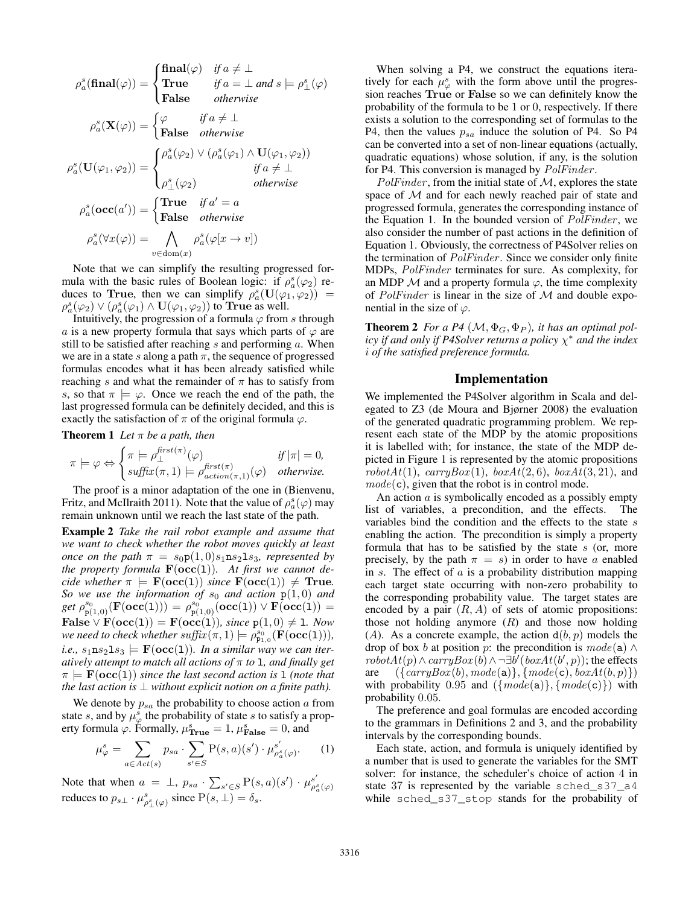$$\rho_a^s(\mathbf{final}(\varphi)) = \begin{cases} \mathbf{final}(\varphi) & \text{if } a \neq \bot \\ \mathbf{True} & \text{if } a = \bot \text{ and } s \models \rho_\bot^s(\varphi) \\ \mathbf{False} & \text{otherwise} \end{cases}$$

$$\rho_a^s(\mathbf{X}(\varphi)) = \begin{cases} \varphi & \text{if } a \neq \bot \\ \mathbf{False} & \text{otherwise} \end{cases}$$

$$\rho_a^s(\mathbf{U}(\varphi_1, \varphi_2)) = \begin{cases} \rho_a^s(\varphi_2) \vee (\rho_a^s(\varphi_1) \wedge \mathbf{U}(\varphi_1, \varphi_2)) \\ \qquad\qquad\qquad \text{if } a \neq \bot \\ \rho_\bot^s(\varphi_2) \qquad\qquad \text{otherwise} \end{cases}$$

$$\rho_a^s(\mathbf{occ}(a')) = \begin{cases} \mathbf{True} & \text{if } a' = a \\ \mathbf{False} & \text{otherwise} \end{cases}$$

$$\rho_a^s(\forall x(\varphi)) = \bigwedge_{v \in \mathrm{dom}(x)} \rho_a^s(\varphi[x \to v])$$

Note that we can simplify the resulting progressed formula with the basic rules of Boolean logic: if $\rho_a^s(\varphi_2)$ reduces to **True**, then we can simplify $\rho_a^s(\mathbf{U}(\varphi_1, \varphi_2)) = \rho_a^s(\varphi_2) \vee (\rho_a^s(\varphi_1) \wedge \mathbf{U}(\varphi_1, \varphi_2))$ to **True** as well.

Intuitively, the progression of a formula $\varphi$ from $s$ through $a$ is a new property formula that says which parts of $\varphi$ are still to be satisfied after reaching $s$ and performing $a$. When we are in a state $s$ along a path $\pi$, the sequence of progressed formulas encodes what it has been already satisfied while reaching $s$ and what the remainder of $\pi$ has to satisfy from $s$, so that $\pi \models \varphi$. Once we reach the end of the path, the last progressed formula can be definitely decided, and this is exactly the satisfaction of $\pi$ of the original formula $\varphi$.

**Theorem 1** *Let $\pi$ be a path, then*

$$\pi \models \varphi \Leftrightarrow \begin{cases} \pi \models \rho_\bot^{first(\pi)}(\varphi) & \text{if } |\pi| = 0, \\ suffix(\pi, 1) \models \rho_{action(\pi,1)}^{first(\pi)}(\varphi) & \text{otherwise.} \end{cases}$$

The proof is a minor adaptation of the one in (Bienvenu, Fritz, and McIlraith 2011). Note that the value of $\rho_a^s(\varphi)$ may remain unknown until we reach the last state of the path.

**Example 2** *Take the rail robot example and assume that we want to check whether the robot moves quickly at least once on the path $\pi = s_0 \mathtt{p}(1,0) s_1 \mathtt{n} s_2 \mathtt{l} s_3$, represented by the property formula $\mathbf{F}(\mathbf{occ}(\mathtt{l}))$. At first we cannot decide whether $\pi \models \mathbf{F}(\mathbf{occ}(\mathtt{l}))$ since $\mathbf{F}(\mathbf{occ}(\mathtt{l})) \neq \mathbf{True}$. So we use the information of $s_0$ and action $\mathtt{p}(1,0)$ and get $\rho_{\mathtt{p}(1,0)}^{s_0}(\mathbf{F}(\mathbf{occ}(\mathtt{l}))) = \rho_{\mathtt{p}(1,0)}^{s_0}(\mathbf{occ}(\mathtt{l})) \vee \mathbf{F}(\mathbf{occ}(\mathtt{l})) = \mathbf{False} \vee \mathbf{F}(\mathbf{occ}(\mathtt{l})) = \mathbf{F}(\mathbf{occ}(\mathtt{l}))$, since $\mathtt{p}(1,0) \neq \mathtt{l}$. Now we need to check whether $suffix(\pi, 1) \models \rho_{\mathtt{p}_{1,0}}^{s_0}(\mathbf{F}(\mathbf{occ}(\mathtt{l})))$, i.e., $s_1 \mathtt{n} s_2 \mathtt{l} s_3 \models \mathbf{F}(\mathbf{occ}(\mathtt{l}))$. In a similar way we can iteratively attempt to match all actions of $\pi$ to $\mathtt{l}$, and finally get $\pi \models \mathbf{F}(\mathbf{occ}(\mathtt{l}))$ since the last second action is $\mathtt{l}$ (note that the last action is $\bot$ without explicit notion on a finite path).*

We denote by $p_{sa}$ the probability to choose action $a$ from state $s$, and by $\mu_\varphi^s$ the probability of state $s$ to satisfy a property formula $\varphi$. Formally, $\mu_{\mathbf{True}}^s = 1$, $\mu_{\mathbf{False}}^s = 0$, and

$$\mu_\varphi^s = \sum_{a \in Act(s)} p_{sa} \cdot \sum_{s' \in S} \mathrm{P}(s,a)(s') \cdot \mu_{\rho_a^s(\varphi)}^{s'}. \tag{1}$$

Note that when $a = \bot$, $p_{sa} \cdot \sum_{s' \in S} \mathrm{P}(s,a)(s') \cdot \mu_{\rho_a^s(\varphi)}^{s'}$ reduces to $p_{s\bot} \cdot \mu_{\rho_\bot^s(\varphi)}^{s}$ since $\mathrm{P}(s,\bot) = \delta_s$.

When solving a P4, we construct the equations iteratively for each $\mu_\varphi^s$ with the form above until the progression reaches **True** or **False** so we can definitely know the probability of the formula to be 1 or 0, respectively. If there exists a solution to the corresponding set of formulas to the P4, then the values $p_{sa}$ induce the solution of P4. So P4 can be converted into a set of non-linear equations (actually, quadratic equations) whose solution, if any, is the solution for P4. This conversion is managed by $PolFinder$.

$PolFinder$, from the initial state of $\mathcal{M}$, explores the state space of $\mathcal{M}$ and for each newly reached pair of state and progressed formula, generates the corresponding instance of the Equation 1. In the bounded version of $PolFinder$, we also consider the number of past actions in the definition of Equation 1. Obviously, the correctness of P4Solver relies on the termination of $PolFinder$. Since we consider only finite MDPs, $PolFinder$ terminates for sure. As complexity, for an MDP $\mathcal{M}$ and a property formula $\varphi$, the time complexity of $PolFinder$ is linear in the size of $\mathcal{M}$ and double exponential in the size of $\varphi$.

**Theorem 2** *For a P4 $(\mathcal{M}, \Phi_G, \Phi_P)$, it has an optimal policy if and only if P4Solver returns a policy $\chi^*$ and the index $i$ of the satisfied preference formula.*

## Implementation

We implemented the P4Solver algorithm in Scala and delegated to Z3 (de Moura and Bjørner 2008) the evaluation of the generated quadratic programming problem. We represent each state of the MDP by the atomic propositions it is labelled with; for instance, the state of the MDP depicted in Figure 1 is represented by the atomic propositions $robotAt(1)$, $carryBox(1)$, $boxAt(2,6)$, $boxAt(3,21)$, and $mode(\mathtt{c})$, given that the robot is in control mode.

An action $a$ is symbolically encoded as a possibly empty list of variables, a precondition, and the effects. The variables bind the condition and the effects to the state $s$ enabling the action. The precondition is simply a property formula that has to be satisfied by the state $s$ (or, more precisely, by the path $\pi = s$) in order to have $a$ enabled in $s$. The effect of $a$ is a probability distribution mapping each target state occurring with non-zero probability to the corresponding probability value. The target states are encoded by a pair $(R, A)$ of sets of atomic propositions: those not holding anymore ($R$) and those now holding ($A$). As a concrete example, the action $\mathtt{d}(b,p)$ models the drop of box $b$ at position $p$: the precondition is $mode(\mathtt{a}) \wedge robotAt(p) \wedge carryBox(b) \wedge \neg\exists b'(boxAt(b',p))$; the effects are $(\{carryBox(b), mode(\mathtt{a})\}, \{mode(\mathtt{c}), boxAt(b,p)\})$ with probability 0.95 and $(\{mode(\mathtt{a})\}, \{mode(\mathtt{c})\})$ with probability 0.05.

The preference and goal formulas are encoded according to the grammars in Definitions 2 and 3, and the probability intervals by the corresponding bounds.

Each state, action, and formula is uniquely identified by a number that is used to generate the variables for the SMT solver: for instance, the scheduler's choice of action 4 in state 37 is represented by the variable `sched_s37_a4` while `sched_s37_stop` stands for the probability of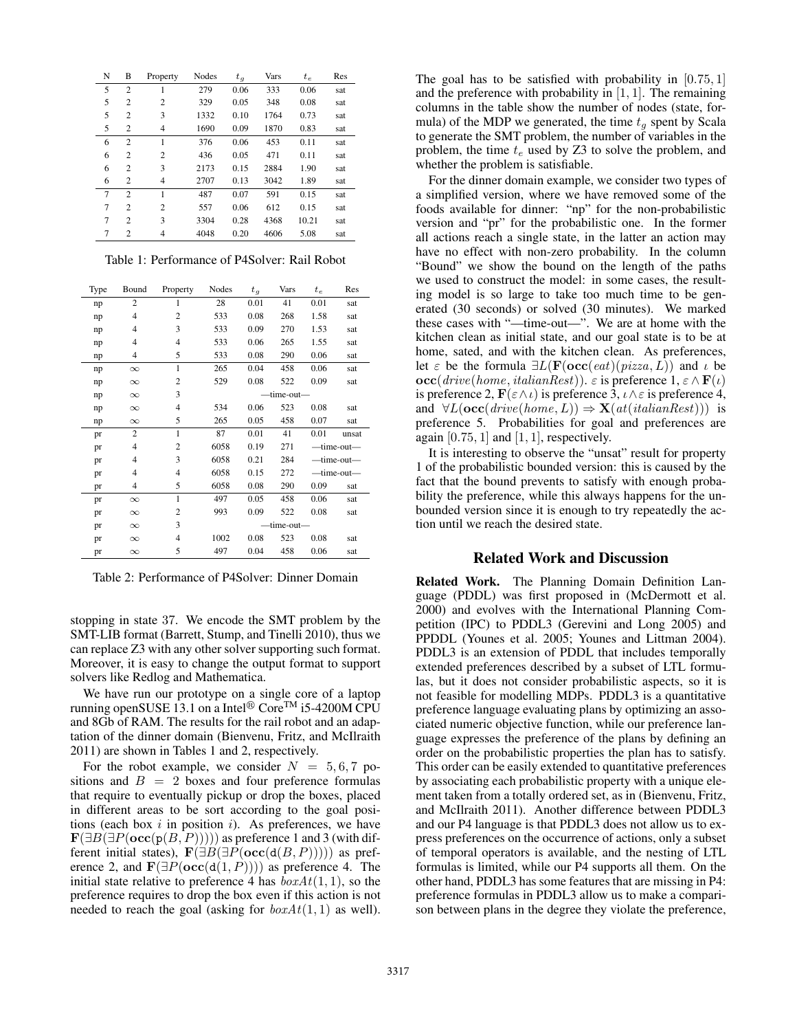| N | B | Property | Nodes | $t_g$ | Vars | $t_e$ | Res |
|---|---|---|---|---|---|---|---|
| 5 | 2 | 1 | 279 | 0.06 | 333 | 0.06 | sat |
| 5 | 2 | 2 | 329 | 0.05 | 348 | 0.08 | sat |
| 5 | 2 | 3 | 1332 | 0.10 | 1764 | 0.73 | sat |
| 5 | 2 | 4 | 1690 | 0.09 | 1870 | 0.83 | sat |
| 6 | 2 | 1 | 376 | 0.06 | 453 | 0.11 | sat |
| 6 | 2 | 2 | 436 | 0.05 | 471 | 0.11 | sat |
| 6 | 2 | 3 | 2173 | 0.15 | 2884 | 1.90 | sat |
| 6 | 2 | 4 | 2707 | 0.13 | 3042 | 1.89 | sat |
| 7 | 2 | 1 | 487 | 0.07 | 591 | 0.15 | sat |
| 7 | 2 | 2 | 557 | 0.06 | 612 | 0.15 | sat |
| 7 | 2 | 3 | 3304 | 0.28 | 4368 | 10.21 | sat |
| 7 | 2 | 4 | 4048 | 0.20 | 4606 | 5.08 | sat |

Table 1: Performance of P4Solver: Rail Robot

| Type | Bound | Property | Nodes | $t_g$ | Vars | $t_e$ | Res |
|---|---|---|---|---|---|---|---|
| np | 2 | 1 | 28 | 0.01 | 41 | 0.01 | sat |
| np | 4 | 2 | 533 | 0.08 | 268 | 1.58 | sat |
| np | 4 | 3 | 533 | 0.09 | 270 | 1.53 | sat |
| np | 4 | 4 | 533 | 0.06 | 265 | 1.55 | sat |
| np | 4 | 5 | 533 | 0.08 | 290 | 0.06 | sat |
| np | $\infty$ | 1 | 265 | 0.04 | 458 | 0.06 | sat |
| np | $\infty$ | 2 | 529 | 0.08 | 522 | 0.09 | sat |
| np | $\infty$ | 3 | —time-out— | | | | |
| np | $\infty$ | 4 | 534 | 0.06 | 523 | 0.08 | sat |
| np | $\infty$ | 5 | 265 | 0.05 | 458 | 0.07 | sat |
| pr | 2 | 1 | 87 | 0.01 | 41 | 0.01 | unsat |
| pr | 4 | 2 | 6058 | 0.19 | 271 | —time-out— | |
| pr | 4 | 3 | 6058 | 0.21 | 284 | —time-out— | |
| pr | 4 | 4 | 6058 | 0.15 | 272 | —time-out— | |
| pr | 4 | 5 | 6058 | 0.08 | 290 | 0.09 | sat |
| pr | $\infty$ | 1 | 497 | 0.05 | 458 | 0.06 | sat |
| pr | $\infty$ | 2 | 993 | 0.09 | 522 | 0.08 | sat |
| pr | $\infty$ | 3 | —time-out— | | | | |
| pr | $\infty$ | 4 | 1002 | 0.08 | 523 | 0.08 | sat |
| pr | $\infty$ | 5 | 497 | 0.04 | 458 | 0.06 | sat |

Table 2: Performance of P4Solver: Dinner Domain

stopping in state 37. We encode the SMT problem by the SMT-LIB format (Barrett, Stump, and Tinelli 2010), thus we can replace Z3 with any other solver supporting such format. Moreover, it is easy to change the output format to support solvers like Redlog and Mathematica.

We have run our prototype on a single core of a laptop running openSUSE 13.1 on a Intel® Core™ i5-4200M CPU and 8Gb of RAM. The results for the rail robot and an adaptation of the dinner domain (Bienvenu, Fritz, and McIlraith 2011) are shown in Tables 1 and 2, respectively.

For the robot example, we consider $N = 5, 6, 7$ positions and $B = 2$ boxes and four preference formulas that require to eventually pickup or drop the boxes, placed in different areas to be sort according to the goal positions (each box $i$ in position $i$). As preferences, we have $\mathbf{F}(\exists B(\exists P(\mathbf{occ}(\mathtt{p}(B, P)))))$ as preference 1 and 3 (with different initial states), $\mathbf{F}(\exists B(\exists P(\mathbf{occ}(\mathtt{d}(B, P)))))$ as preference 2, and $\mathbf{F}(\exists P(\mathbf{occ}(\mathtt{d}(1, P))))$ as preference 4. The initial state relative to preference 4 has $boxAt(1, 1)$, so the preference requires to drop the box even if this action is not needed to reach the goal (asking for $boxAt(1, 1)$ as well). The goal has to be satisfied with probability in $[0.75, 1]$ and the preference with probability in $[1, 1]$. The remaining columns in the table show the number of nodes (state, formula) of the MDP we generated, the time $t_g$ spent by Scala to generate the SMT problem, the number of variables in the problem, the time $t_e$ used by Z3 to solve the problem, and whether the problem is satisfiable.

For the dinner domain example, we consider two types of a simplified version, where we have removed some of the foods available for dinner: "np" for the non-probabilistic version and "pr" for the probabilistic one. In the former all actions reach a single state, in the latter an action may have no effect with non-zero probability. In the column "Bound" we show the bound on the length of the paths we used to construct the model: in some cases, the resulting model is so large to take too much time to be generated (30 seconds) or solved (30 minutes). We marked these cases with "—time-out—". We are at home with the kitchen clean as initial state, and our goal state is to be at home, sated, and with the kitchen clean. As preferences, let $\varepsilon$ be the formula $\exists L(\mathbf{F}(\mathbf{occ}(eat)(pizza, L))$ and $\iota$ be $\mathbf{occ}(drive(home, italianRest))$. $\varepsilon$ is preference 1, $\varepsilon \wedge \mathbf{F}(\iota)$ is preference 2, $\mathbf{F}(\varepsilon \wedge \iota)$ is preference 3, $\iota \wedge \varepsilon$ is preference 4, and $\forall L(\mathbf{occ}(drive(home, L)) \Rightarrow \mathbf{X}(at(italianRest)))$ is preference 5. Probabilities for goal and preferences are again $[0.75, 1]$ and $[1, 1]$, respectively.

It is interesting to observe the "unsat" result for property 1 of the probabilistic bounded version: this is caused by the fact that the bound prevents to satisfy with enough probability the preference, while this always happens for the unbounded version since it is enough to try repeatedly the action until we reach the desired state.

## Related Work and Discussion

**Related Work.** The Planning Domain Definition Language (PDDL) was first proposed in (McDermott et al. 2000) and evolves with the International Planning Competition (IPC) to PDDL3 (Gerevini and Long 2005) and PPDDL (Younes et al. 2005; Younes and Littman 2004). PDDL3 is an extension of PDDL that includes temporally extended preferences described by a subset of LTL formulas, but it does not consider probabilistic aspects, so it is not feasible for modelling MDPs. PDDL3 is a quantitative preference language evaluating plans by optimizing an associated numeric objective function, while our preference language expresses the preference of the plans by defining an order on the probabilistic properties the plan has to satisfy. This order can be easily extended to quantitative preferences by associating each probabilistic property with a unique element taken from a totally ordered set, as in (Bienvenu, Fritz, and McIlraith 2011). Another difference between PDDL3 and our P4 language is that PDDL3 does not allow us to express preferences on the occurrence of actions, only a subset of temporal operators is available, and the nesting of LTL formulas is limited, while our P4 supports all them. On the other hand, PDDL3 has some features that are missing in P4: preference formulas in PDDL3 allow us to make a comparison between plans in the degree they violate the preference,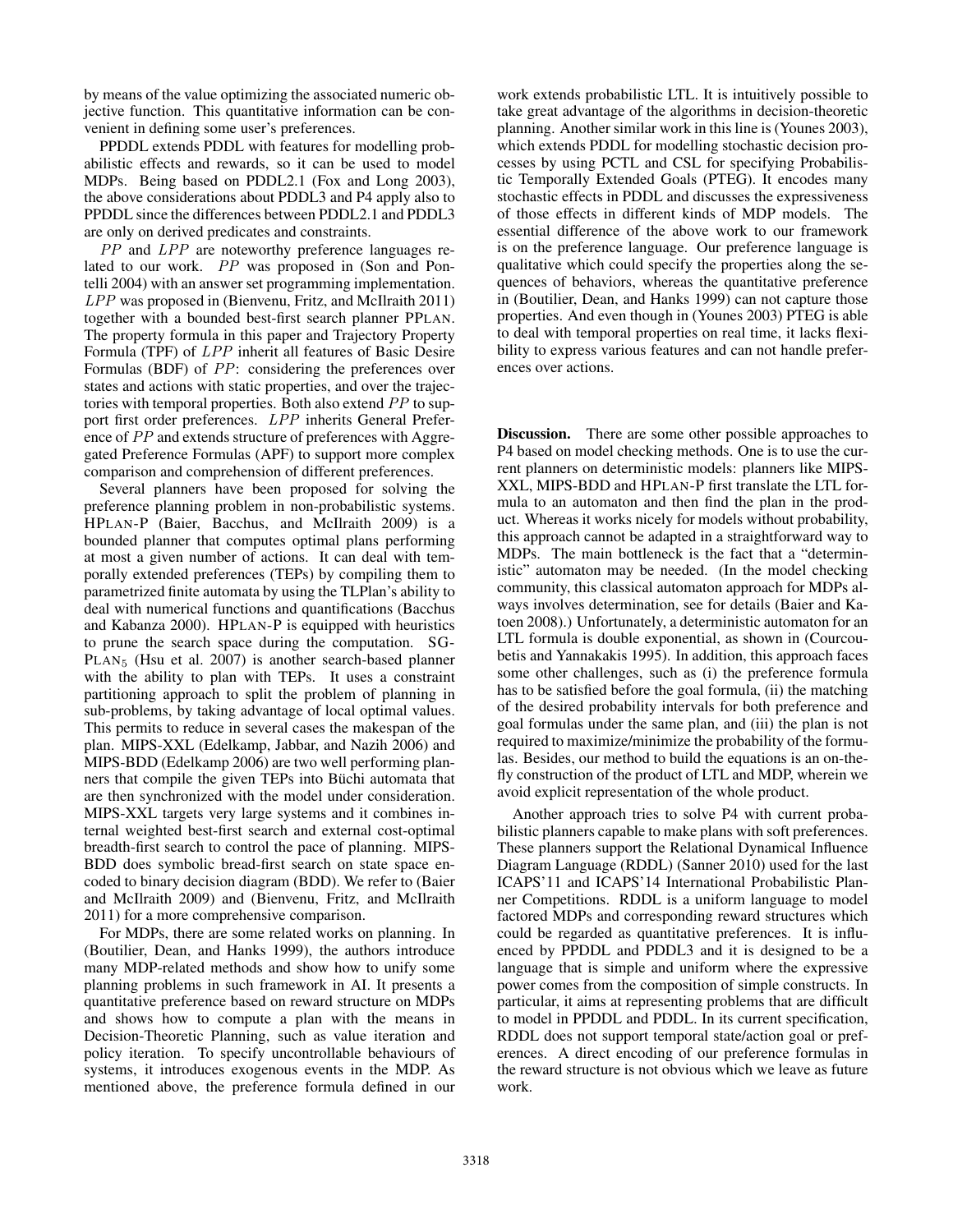by means of the value optimizing the associated numeric objective function. This quantitative information can be convenient in defining some user's preferences.

PPDDL extends PDDL with features for modelling probabilistic effects and rewards, so it can be used to model MDPs. Being based on PDDL2.1 (Fox and Long 2003), the above considerations about PDDL3 and P4 apply also to PPDDL since the differences between PDDL2.1 and PDDL3 are only on derived predicates and constraints.

*PP* and *LPP* are noteworthy preference languages related to our work. *PP* was proposed in (Son and Pontelli 2004) with an answer set programming implementation. *LPP* was proposed in (Bienvenu, Fritz, and McIlraith 2011) together with a bounded best-first search planner PPLAN. The property formula in this paper and Trajectory Property Formula (TPF) of *LPP* inherit all features of Basic Desire Formulas (BDF) of *PP*: considering the preferences over states and actions with static properties, and over the trajectories with temporal properties. Both also extend *PP* to support first order preferences. *LPP* inherits General Preference of *PP* and extends structure of preferences with Aggregated Preference Formulas (APF) to support more complex comparison and comprehension of different preferences.

Several planners have been proposed for solving the preference planning problem in non-probabilistic systems. HPLAN-P (Baier, Bacchus, and McIlraith 2009) is a bounded planner that computes optimal plans performing at most a given number of actions. It can deal with temporally extended preferences (TEPs) by compiling them to parametrized finite automata by using the TLPlan's ability to deal with numerical functions and quantifications (Bacchus and Kabanza 2000). HPLAN-P is equipped with heuristics to prune the search space during the computation. SG-PLAN$_5$ (Hsu et al. 2007) is another search-based planner with the ability to plan with TEPs. It uses a constraint partitioning approach to split the problem of planning in sub-problems, by taking advantage of local optimal values. This permits to reduce in several cases the makespan of the plan. MIPS-XXL (Edelkamp, Jabbar, and Nazih 2006) and MIPS-BDD (Edelkamp 2006) are two well performing planners that compile the given TEPs into Büchi automata that are then synchronized with the model under consideration. MIPS-XXL targets very large systems and it combines internal weighted best-first search and external cost-optimal breadth-first search to control the pace of planning. MIPS-BDD does symbolic bread-first search on state space encoded to binary decision diagram (BDD). We refer to (Baier and McIlraith 2009) and (Bienvenu, Fritz, and McIlraith 2011) for a more comprehensive comparison.

For MDPs, there are some related works on planning. In (Boutilier, Dean, and Hanks 1999), the authors introduce many MDP-related methods and show how to unify some planning problems in such framework in AI. It presents a quantitative preference based on reward structure on MDPs and shows how to compute a plan with the means in Decision-Theoretic Planning, such as value iteration and policy iteration. To specify uncontrollable behaviours of systems, it introduces exogenous events in the MDP. As mentioned above, the preference formula defined in our work extends probabilistic LTL. It is intuitively possible to take great advantage of the algorithms in decision-theoretic planning. Another similar work in this line is (Younes 2003), which extends PDDL for modelling stochastic decision processes by using PCTL and CSL for specifying Probabilistic Temporally Extended Goals (PTEG). It encodes many stochastic effects in PDDL and discusses the expressiveness of those effects in different kinds of MDP models. The essential difference of the above work to our framework is on the preference language. Our preference language is qualitative which could specify the properties along the sequences of behaviors, whereas the quantitative preference in (Boutilier, Dean, and Hanks 1999) can not capture those properties. And even though in (Younes 2003) PTEG is able to deal with temporal properties on real time, it lacks flexibility to express various features and can not handle preferences over actions.

**Discussion.** There are some other possible approaches to P4 based on model checking methods. One is to use the current planners on deterministic models: planners like MIPS-XXL, MIPS-BDD and HPLAN-P first translate the LTL formula to an automaton and then find the plan in the product. Whereas it works nicely for models without probability, this approach cannot be adapted in a straightforward way to MDPs. The main bottleneck is the fact that a "deterministic" automaton may be needed. (In the model checking community, this classical automaton approach for MDPs always involves determination, see for details (Baier and Katoen 2008).) Unfortunately, a deterministic automaton for an LTL formula is double exponential, as shown in (Courcoubetis and Yannakakis 1995). In addition, this approach faces some other challenges, such as (i) the preference formula has to be satisfied before the goal formula, (ii) the matching of the desired probability intervals for both preference and goal formulas under the same plan, and (iii) the plan is not required to maximize/minimize the probability of the formulas. Besides, our method to build the equations is an on-the-fly construction of the product of LTL and MDP, wherein we avoid explicit representation of the whole product.

Another approach tries to solve P4 with current probabilistic planners capable to make plans with soft preferences. These planners support the Relational Dynamical Influence Diagram Language (RDDL) (Sanner 2010) used for the last ICAPS'11 and ICAPS'14 International Probabilistic Planner Competitions. RDDL is a uniform language to model factored MDPs and corresponding reward structures which could be regarded as quantitative preferences. It is influenced by PPDDL and PDDL3 and it is designed to be a language that is simple and uniform where the expressive power comes from the composition of simple constructs. In particular, it aims at representing problems that are difficult to model in PPDDL and PDDL. In its current specification, RDDL does not support temporal state/action goal or preferences. A direct encoding of our preference formulas in the reward structure is not obvious which we leave as future work.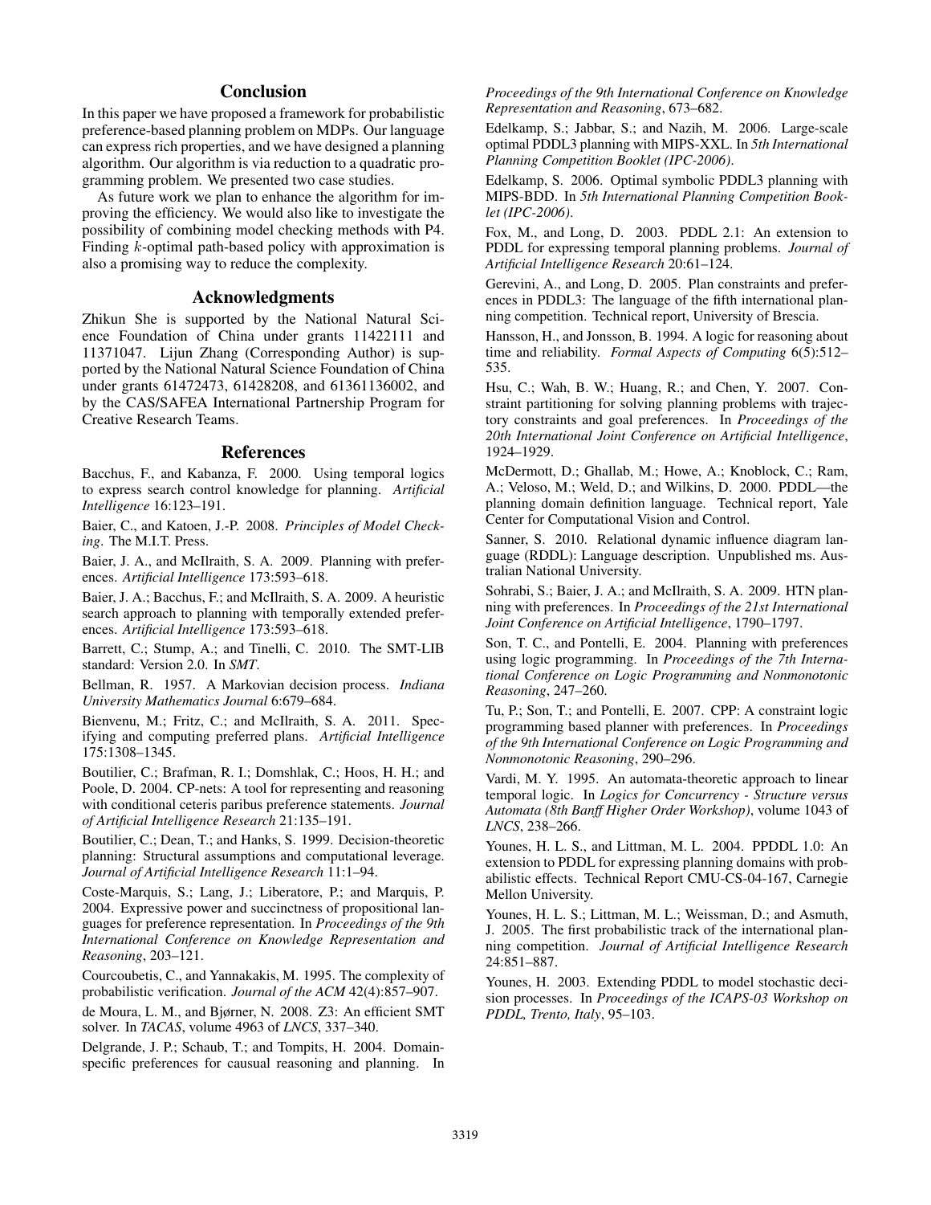## Conclusion

In this paper we have proposed a framework for probabilistic preference-based planning problem on MDPs. Our language can express rich properties, and we have designed a planning algorithm. Our algorithm is via reduction to a quadratic programming problem. We presented two case studies.

As future work we plan to enhance the algorithm for improving the efficiency. We would also like to investigate the possibility of combining model checking methods with P4. Finding $k$-optimal path-based policy with approximation is also a promising way to reduce the complexity.

## Acknowledgments

Zhikun She is supported by the National Natural Science Foundation of China under grants 11422111 and 11371047. Lijun Zhang (Corresponding Author) is supported by the National Natural Science Foundation of China under grants 61472473, 61428208, and 61361136002, and by the CAS/SAFEA International Partnership Program for Creative Research Teams.

## References

Bacchus, F., and Kabanza, F. 2000. Using temporal logics to express search control knowledge for planning. *Artificial Intelligence* 16:123–191.

Baier, C., and Katoen, J.-P. 2008. *Principles of Model Checking*. The M.I.T. Press.

Baier, J. A., and McIlraith, S. A. 2009. Planning with preferences. *Artificial Intelligence* 173:593–618.

Baier, J. A.; Bacchus, F.; and McIlraith, S. A. 2009. A heuristic search approach to planning with temporally extended preferences. *Artificial Intelligence* 173:593–618.

Barrett, C.; Stump, A.; and Tinelli, C. 2010. The SMT-LIB standard: Version 2.0. In *SMT*.

Bellman, R. 1957. A Markovian decision process. *Indiana University Mathematics Journal* 6:679–684.

Bienvenu, M.; Fritz, C.; and McIlraith, S. A. 2011. Specifying and computing preferred plans. *Artificial Intelligence* 175:1308–1345.

Boutilier, C.; Brafman, R. I.; Domshlak, C.; Hoos, H. H.; and Poole, D. 2004. CP-nets: A tool for representing and reasoning with conditional ceteris paribus preference statements. *Journal of Artificial Intelligence Research* 21:135–191.

Boutilier, C.; Dean, T.; and Hanks, S. 1999. Decision-theoretic planning: Structural assumptions and computational leverage. *Journal of Artificial Intelligence Research* 11:1–94.

Coste-Marquis, S.; Lang, J.; Liberatore, P.; and Marquis, P. 2004. Expressive power and succinctness of propositional languages for preference representation. In *Proceedings of the 9th International Conference on Knowledge Representation and Reasoning*, 203–121.

Courcoubetis, C., and Yannakakis, M. 1995. The complexity of probabilistic verification. *Journal of the ACM* 42(4):857–907.

de Moura, L. M., and Bjørner, N. 2008. Z3: An efficient SMT solver. In *TACAS*, volume 4963 of *LNCS*, 337–340.

Delgrande, J. P.; Schaub, T.; and Tompits, H. 2004. Domain-specific preferences for causual reasoning and planning. In *Proceedings of the 9th International Conference on Knowledge Representation and Reasoning*, 673–682.

Edelkamp, S.; Jabbar, S.; and Nazih, M. 2006. Large-scale optimal PDDL3 planning with MIPS-XXL. In *5th International Planning Competition Booklet (IPC-2006)*.

Edelkamp, S. 2006. Optimal symbolic PDDL3 planning with MIPS-BDD. In *5th International Planning Competition Booklet (IPC-2006)*.

Fox, M., and Long, D. 2003. PDDL 2.1: An extension to PDDL for expressing temporal planning problems. *Journal of Artificial Intelligence Research* 20:61–124.

Gerevini, A., and Long, D. 2005. Plan constraints and preferences in PDDL3: The language of the fifth international planning competition. Technical report, University of Brescia.

Hansson, H., and Jonsson, B. 1994. A logic for reasoning about time and reliability. *Formal Aspects of Computing* 6(5):512–535.

Hsu, C.; Wah, B. W.; Huang, R.; and Chen, Y. 2007. Constraint partitioning for solving planning problems with trajectory constraints and goal preferences. In *Proceedings of the 20th International Joint Conference on Artificial Intelligence*, 1924–1929.

McDermott, D.; Ghallab, M.; Howe, A.; Knoblock, C.; Ram, A.; Veloso, M.; Weld, D.; and Wilkins, D. 2000. PDDL—the planning domain definition language. Technical report, Yale Center for Computational Vision and Control.

Sanner, S. 2010. Relational dynamic influence diagram language (RDDL): Language description. Unpublished ms. Australian National University.

Sohrabi, S.; Baier, J. A.; and McIlraith, S. A. 2009. HTN planning with preferences. In *Proceedings of the 21st International Joint Conference on Artificial Intelligence*, 1790–1797.

Son, T. C., and Pontelli, E. 2004. Planning with preferences using logic programming. In *Proceedings of the 7th International Conference on Logic Programming and Nonmonotonic Reasoning*, 247–260.

Tu, P.; Son, T.; and Pontelli, E. 2007. CPP: A constraint logic programming based planner with preferences. In *Proceedings of the 9th International Conference on Logic Programming and Nonmonotonic Reasoning*, 290–296.

Vardi, M. Y. 1995. An automata-theoretic approach to linear temporal logic. In *Logics for Concurrency - Structure versus Automata (8th Banff Higher Order Workshop)*, volume 1043 of *LNCS*, 238–266.

Younes, H. L. S., and Littman, M. L. 2004. PPDDL 1.0: An extension to PDDL for expressing planning domains with probabilistic effects. Technical Report CMU-CS-04-167, Carnegie Mellon University.

Younes, H. L. S.; Littman, M. L.; Weissman, D.; and Asmuth, J. 2005. The first probabilistic track of the international planning competition. *Journal of Artificial Intelligence Research* 24:851–887.

Younes, H. 2003. Extending PDDL to model stochastic decision processes. In *Proceedings of the ICAPS-03 Workshop on PDDL, Trento, Italy*, 95–103.